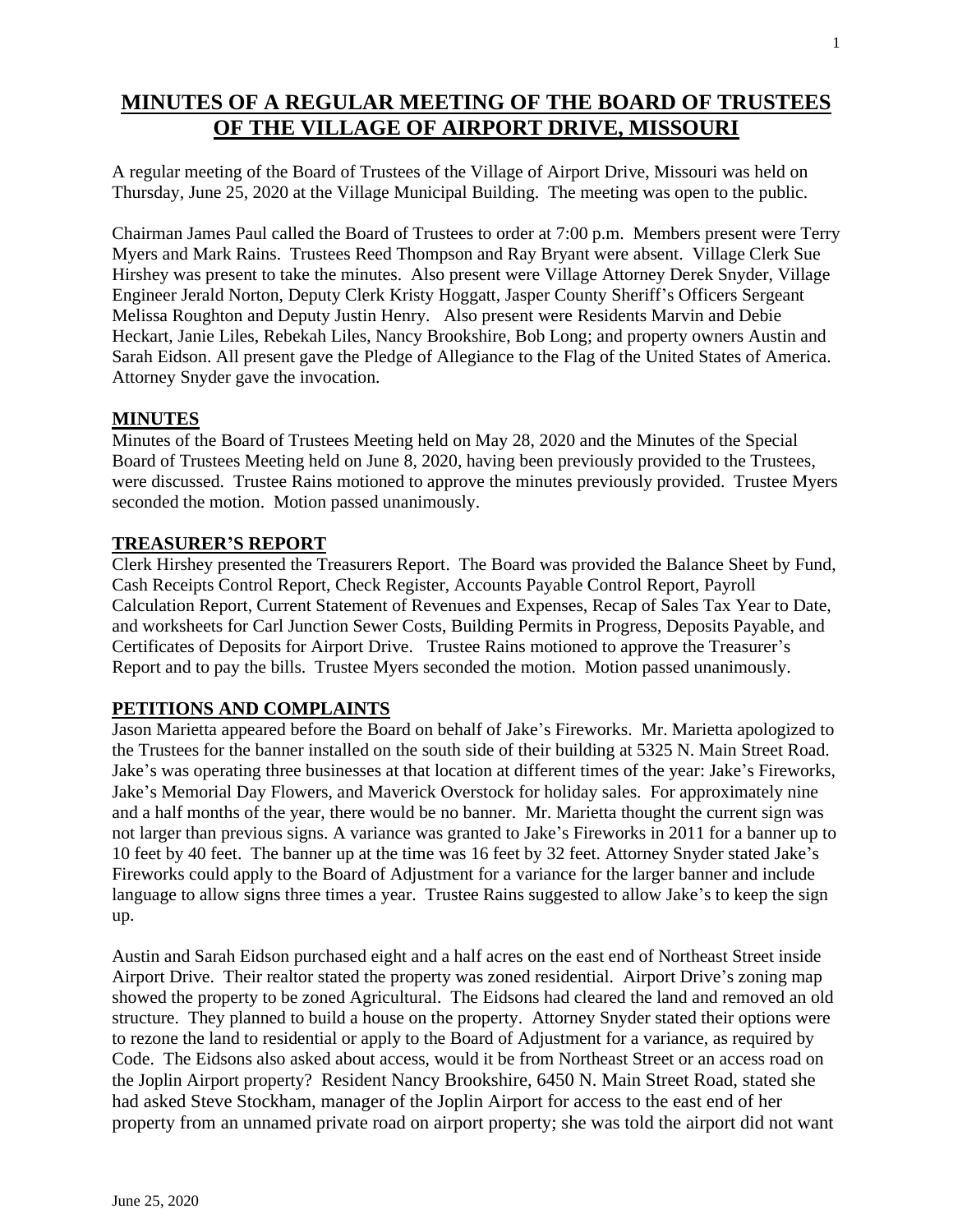# MINUTES OF A REGULAR MEETING OF THE BOARD OF TRUSTEES OF THE VILLAGE OF AIRPORT DRIVE, MISSOURI

A regular meeting of the Board of Trustees of the Village of Airport Drive, Missouri was held on Thursday, June 25, 2020 at the Village Municipal Building. The meeting was open to the public.

Chairman James Paul called the Board of Trustees to order at 7:00 p.m. Members present were Terry Myers and Mark Rains. Trustees Reed Thompson and Ray Bryant were absent. Village Clerk Sue Hirshey was present to take the minutes. Also present were Village Attorney Derek Snyder, Village Engineer Jerald Norton, Deputy Clerk Kristy Hoggatt, Jasper County Sheriff's Officers Sergeant Melissa Roughton and Deputy Justin Henry. Also present were Residents Marvin and Debie Heckart, Janie Liles, Rebekah Liles, Nancy Brookshire, Bob Long; and property owners Austin and Sarah Eidson. All present gave the Pledge of Allegiance to the Flag of the United States of America. Attorney Snyder gave the invocation.

## MINUTES

Minutes of the Board of Trustees Meeting held on May 28, 2020 and the Minutes of the Special Board of Trustees Meeting held on June 8, 2020, having been previously provided to the Trustees, were discussed. Trustee Rains motioned to approve the minutes previously provided. Trustee Myers seconded the motion. Motion passed unanimously.

## TREASURER'S REPORT

Clerk Hirshey presented the Treasurers Report. The Board was provided the Balance Sheet by Fund, Cash Receipts Control Report, Check Register, Accounts Payable Control Report, Payroll Calculation Report, Current Statement of Revenues and Expenses, Recap of Sales Tax Year to Date, and worksheets for Carl Junction Sewer Costs, Building Permits in Progress, Deposits Payable, and Certificates of Deposits for Airport Drive. Trustee Rains motioned to approve the Treasurer's Report and to pay the bills. Trustee Myers seconded the motion. Motion passed unanimously.

## PETITIONS AND COMPLAINTS

Jason Marietta appeared before the Board on behalf of Jake's Fireworks. Mr. Marietta apologized to the Trustees for the banner installed on the south side of their building at 5325 N. Main Street Road. Jake's was operating three businesses at that location at different times of the year: Jake's Fireworks, Jake's Memorial Day Flowers, and Maverick Overstock for holiday sales. For approximately nine and a half months of the year, there would be no banner. Mr. Marietta thought the current sign was not larger than previous signs. A variance was granted to Jake's Fireworks in 2011 for a banner up to 10 feet by 40 feet. The banner up at the time was 16 feet by 32 feet. Attorney Snyder stated Jake's Fireworks could apply to the Board of Adjustment for a variance for the larger banner and include language to allow signs three times a year. Trustee Rains suggested to allow Jake's to keep the sign up.

Austin and Sarah Eidson purchased eight and a half acres on the east end of Northeast Street inside Airport Drive. Their realtor stated the property was zoned residential. Airport Drive's zoning map showed the property to be zoned Agricultural. The Eidsons had cleared the land and removed an old structure. They planned to build a house on the property. Attorney Snyder stated their options were to rezone the land to residential or apply to the Board of Adjustment for a variance, as required by Code. The Eidsons also asked about access, would it be from Northeast Street or an access road on the Joplin Airport property? Resident Nancy Brookshire, 6450 N. Main Street Road, stated she had asked Steve Stockham, manager of the Joplin Airport for access to the east end of her property from an unnamed private road on airport property; she was told the airport did not want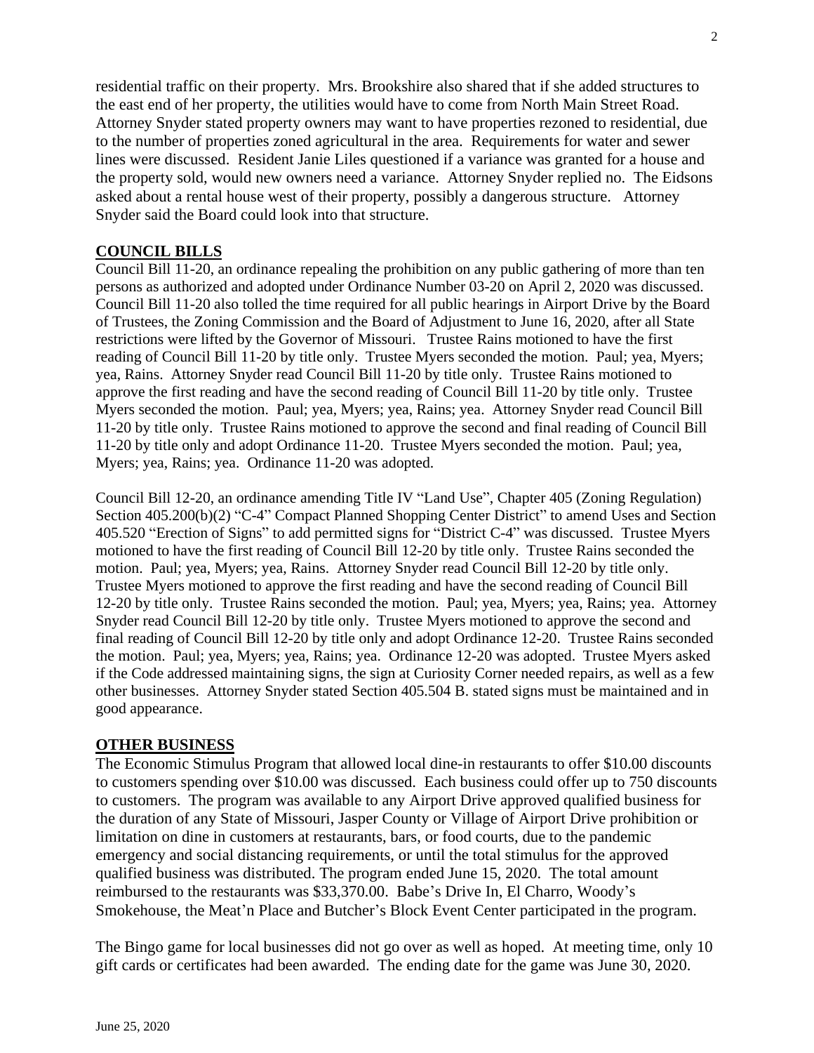residential traffic on their property. Mrs. Brookshire also shared that if she added structures to the east end of her property, the utilities would have to come from North Main Street Road. Attorney Snyder stated property owners may want to have properties rezoned to residential, due to the number of properties zoned agricultural in the area. Requirements for water and sewer lines were discussed. Resident Janie Liles questioned if a variance was granted for a house and the property sold, would new owners need a variance. Attorney Snyder replied no. The Eidsons asked about a rental house west of their property, possibly a dangerous structure. Attorney Snyder said the Board could look into that structure.

## COUNCIL BILLS

Council Bill 11-20, an ordinance repealing the prohibition on any public gathering of more than ten persons as authorized and adopted under Ordinance Number 03-20 on April 2, 2020 was discussed. Council Bill 11-20 also tolled the time required for all public hearings in Airport Drive by the Board of Trustees, the Zoning Commission and the Board of Adjustment to June 16, 2020, after all State restrictions were lifted by the Governor of Missouri. Trustee Rains motioned to have the first reading of Council Bill 11-20 by title only. Trustee Myers seconded the motion. Paul; yea, Myers; yea, Rains. Attorney Snyder read Council Bill 11-20 by title only. Trustee Rains motioned to approve the first reading and have the second reading of Council Bill 11-20 by title only. Trustee Myers seconded the motion. Paul; yea, Myers; yea, Rains; yea. Attorney Snyder read Council Bill 11-20 by title only. Trustee Rains motioned to approve the second and final reading of Council Bill 11-20 by title only and adopt Ordinance 11-20. Trustee Myers seconded the motion. Paul; yea, Myers; yea, Rains; yea. Ordinance 11-20 was adopted.

Council Bill 12-20, an ordinance amending Title IV "Land Use", Chapter 405 (Zoning Regulation) Section 405.200(b)(2) "C-4" Compact Planned Shopping Center District" to amend Uses and Section 405.520 "Erection of Signs" to add permitted signs for "District C-4" was discussed. Trustee Myers motioned to have the first reading of Council Bill 12-20 by title only. Trustee Rains seconded the motion. Paul; yea, Myers; yea, Rains. Attorney Snyder read Council Bill 12-20 by title only. Trustee Myers motioned to approve the first reading and have the second reading of Council Bill 12-20 by title only. Trustee Rains seconded the motion. Paul; yea, Myers; yea, Rains; yea. Attorney Snyder read Council Bill 12-20 by title only. Trustee Myers motioned to approve the second and final reading of Council Bill 12-20 by title only and adopt Ordinance 12-20. Trustee Rains seconded the motion. Paul; yea, Myers; yea, Rains; yea. Ordinance 12-20 was adopted. Trustee Myers asked if the Code addressed maintaining signs, the sign at Curiosity Corner needed repairs, as well as a few other businesses. Attorney Snyder stated Section 405.504 B. stated signs must be maintained and in good appearance.

## OTHER BUSINESS

The Economic Stimulus Program that allowed local dine-in restaurants to offer $10.00 discounts to customers spending over $10.00 was discussed. Each business could offer up to 750 discounts to customers. The program was available to any Airport Drive approved qualified business for the duration of any State of Missouri, Jasper County or Village of Airport Drive prohibition or limitation on dine in customers at restaurants, bars, or food courts, due to the pandemic emergency and social distancing requirements, or until the total stimulus for the approved qualified business was distributed. The program ended June 15, 2020. The total amount reimbursed to the restaurants was $33,370.00. Babe's Drive In, El Charro, Woody's Smokehouse, the Meat'n Place and Butcher's Block Event Center participated in the program.

The Bingo game for local businesses did not go over as well as hoped. At meeting time, only 10 gift cards or certificates had been awarded. The ending date for the game was June 30, 2020.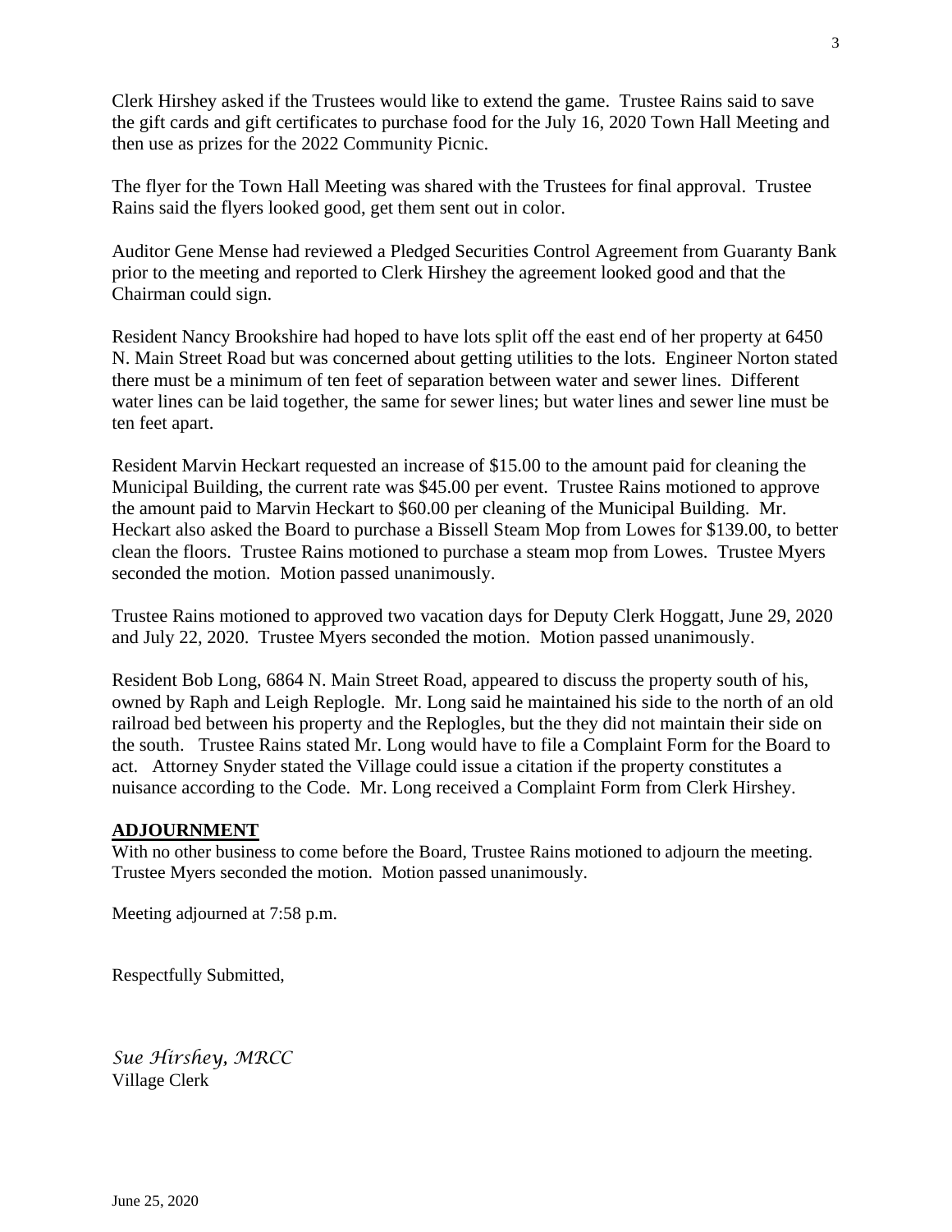Clerk Hirshey asked if the Trustees would like to extend the game. Trustee Rains said to save the gift cards and gift certificates to purchase food for the July 16, 2020 Town Hall Meeting and then use as prizes for the 2022 Community Picnic.

The flyer for the Town Hall Meeting was shared with the Trustees for final approval. Trustee Rains said the flyers looked good, get them sent out in color.

Auditor Gene Mense had reviewed a Pledged Securities Control Agreement from Guaranty Bank prior to the meeting and reported to Clerk Hirshey the agreement looked good and that the Chairman could sign.

Resident Nancy Brookshire had hoped to have lots split off the east end of her property at 6450 N. Main Street Road but was concerned about getting utilities to the lots. Engineer Norton stated there must be a minimum of ten feet of separation between water and sewer lines. Different water lines can be laid together, the same for sewer lines; but water lines and sewer line must be ten feet apart.

Resident Marvin Heckart requested an increase of $15.00 to the amount paid for cleaning the Municipal Building, the current rate was $45.00 per event. Trustee Rains motioned to approve the amount paid to Marvin Heckart to $60.00 per cleaning of the Municipal Building. Mr. Heckart also asked the Board to purchase a Bissell Steam Mop from Lowes for $139.00, to better clean the floors. Trustee Rains motioned to purchase a steam mop from Lowes. Trustee Myers seconded the motion. Motion passed unanimously.

Trustee Rains motioned to approved two vacation days for Deputy Clerk Hoggatt, June 29, 2020 and July 22, 2020. Trustee Myers seconded the motion. Motion passed unanimously.

Resident Bob Long, 6864 N. Main Street Road, appeared to discuss the property south of his, owned by Raph and Leigh Replogle. Mr. Long said he maintained his side to the north of an old railroad bed between his property and the Replogles, but the they did not maintain their side on the south. Trustee Rains stated Mr. Long would have to file a Complaint Form for the Board to act. Attorney Snyder stated the Village could issue a citation if the property constitutes a nuisance according to the Code. Mr. Long received a Complaint Form from Clerk Hirshey.

## ADJOURNMENT

With no other business to come before the Board, Trustee Rains motioned to adjourn the meeting. Trustee Myers seconded the motion. Motion passed unanimously.

Meeting adjourned at 7:58 p.m.

Respectfully Submitted,

*Sue Hirshey, MRCC*
Village Clerk